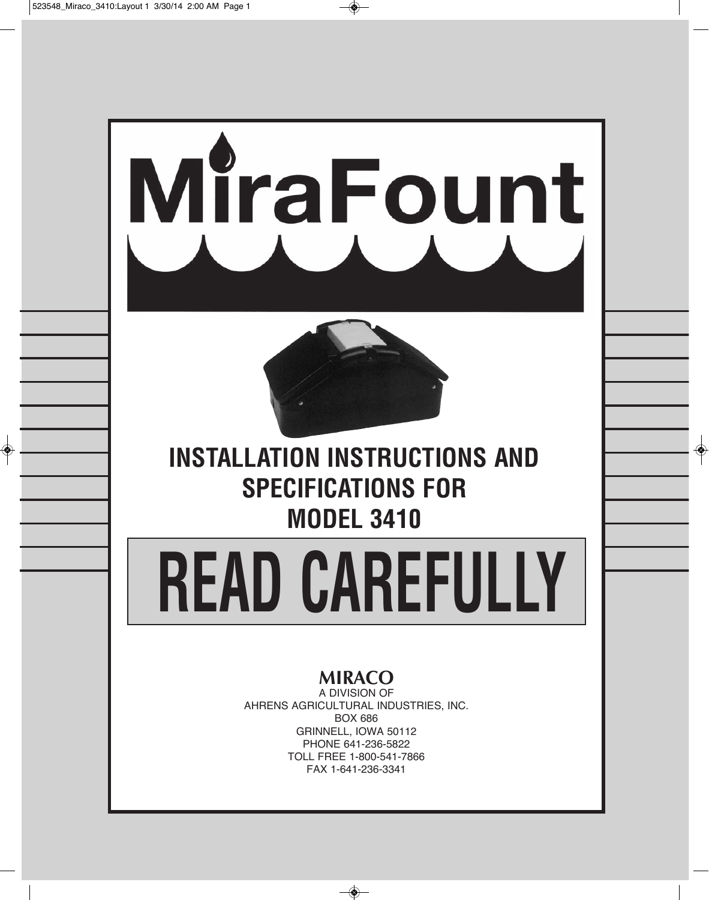# MiraFount

## INSTALLATION INSTRUCTIONS AND SPECIFICATIONS FOR MODEL 3410

# READ CAREFULLY

**MIRACO**
A DIVISION OF
AHRENS AGRICULTURAL INDUSTRIES, INC.
BOX 686
GRINNELL, IOWA 50112
PHONE 641-236-5822
TOLL FREE 1-800-541-7866
FAX 1-641-236-3341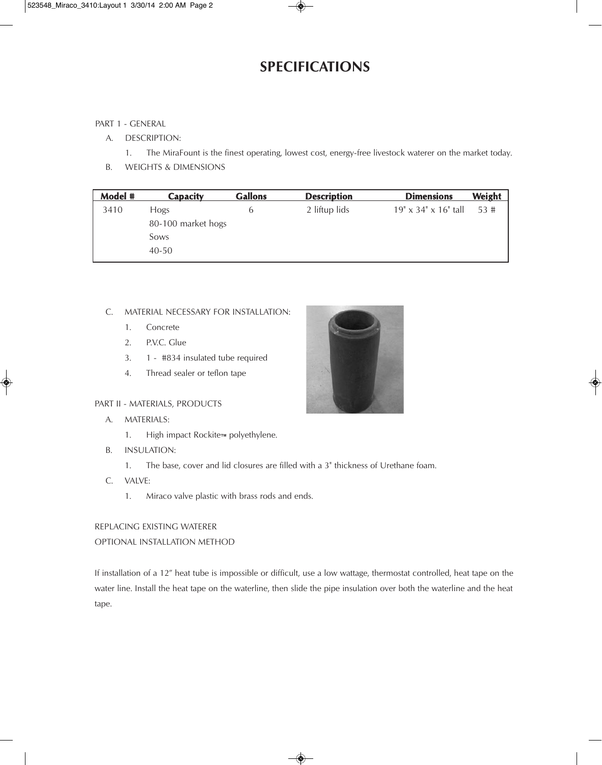# SPECIFICATIONS

PART 1 - GENERAL

A. DESCRIPTION:

1. The MiraFount is the finest operating, lowest cost, energy-free livestock waterer on the market today.

B. WEIGHTS & DIMENSIONS

| Model # | Capacity | Gallons | Description | Dimensions | Weight |
|---|---|---|---|---|---|
| 3410 | Hogs<br>80-100 market hogs<br>Sows<br>40-50 | 6 | 2 liftup lids | 19" x 34" x 16" tall | 53 # |

C. MATERIAL NECESSARY FOR INSTALLATION:

1. Concrete
2. P.V.C. Glue
3. 1 - #834 insulated tube required
4. Thread sealer or teflon tape

PART II - MATERIALS, PRODUCTS

A. MATERIALS:

1. High impact Rockite™ polyethylene.

B. INSULATION:

1. The base, cover and lid closures are filled with a 3" thickness of Urethane foam.

C. VALVE:

1. Miraco valve plastic with brass rods and ends.

REPLACING EXISTING WATERER

OPTIONAL INSTALLATION METHOD

If installation of a 12" heat tube is impossible or difficult, use a low wattage, thermostat controlled, heat tape on the water line. Install the heat tape on the waterline, then slide the pipe insulation over both the waterline and the heat tape.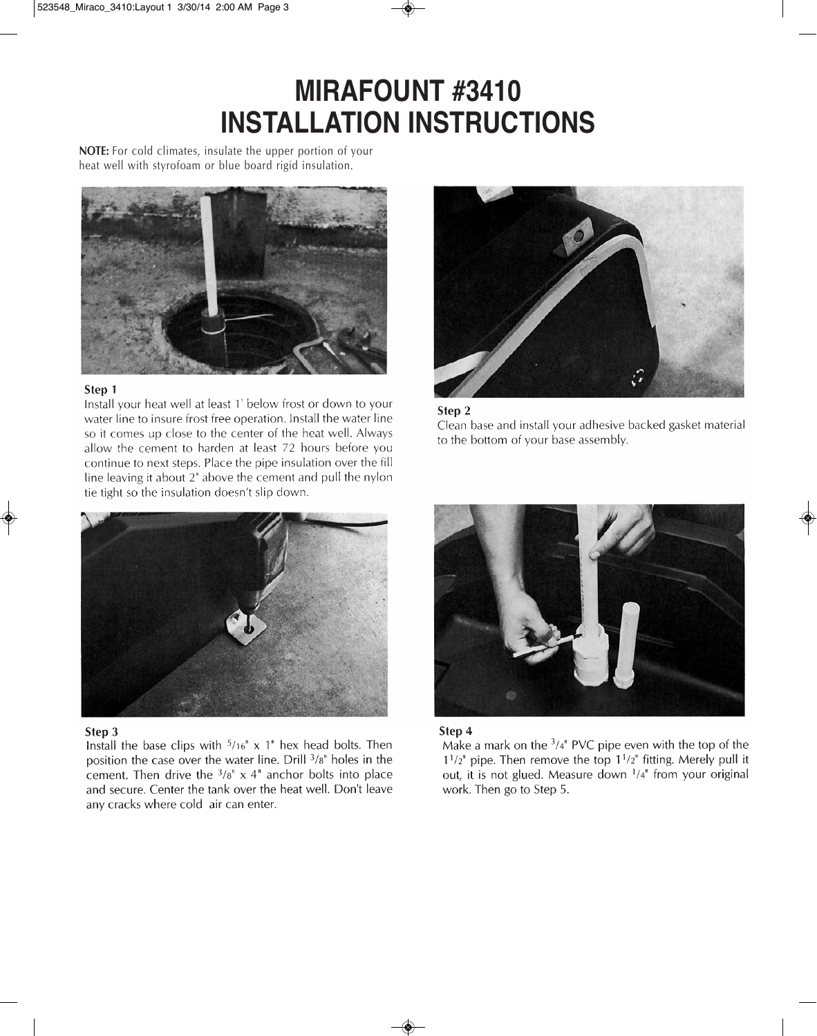# MIRAFOUNT #3410
# INSTALLATION INSTRUCTIONS

**NOTE:** For cold climates, insulate the upper portion of your heat well with styrofoam or blue board rigid insulation.

**Step 1**

Install your heat well at least 1' below frost or down to your water line to insure frost free operation. Install the water line so it comes up close to the center of the heat well. Always allow the cement to harden at least 72 hours before you continue to next steps. Place the pipe insulation over the fill line leaving it about 2" above the cement and pull the nylon tie tight so the insulation doesn't slip down.

**Step 2**

Clean base and install your adhesive backed gasket material to the bottom of your base assembly.

**Step 3**

Install the base clips with 5/16" x 1" hex head bolts. Then position the case over the water line. Drill 3/8" holes in the cement. Then drive the 3/8" x 4" anchor bolts into place and secure. Center the tank over the heat well. Don't leave any cracks where cold air can enter.

**Step 4**

Make a mark on the 3/4" PVC pipe even with the top of the 1 1/2" pipe. Then remove the top 1 1/2" fitting. Merely pull it out, it is not glued. Measure down 1/4" from your original work. Then go to Step 5.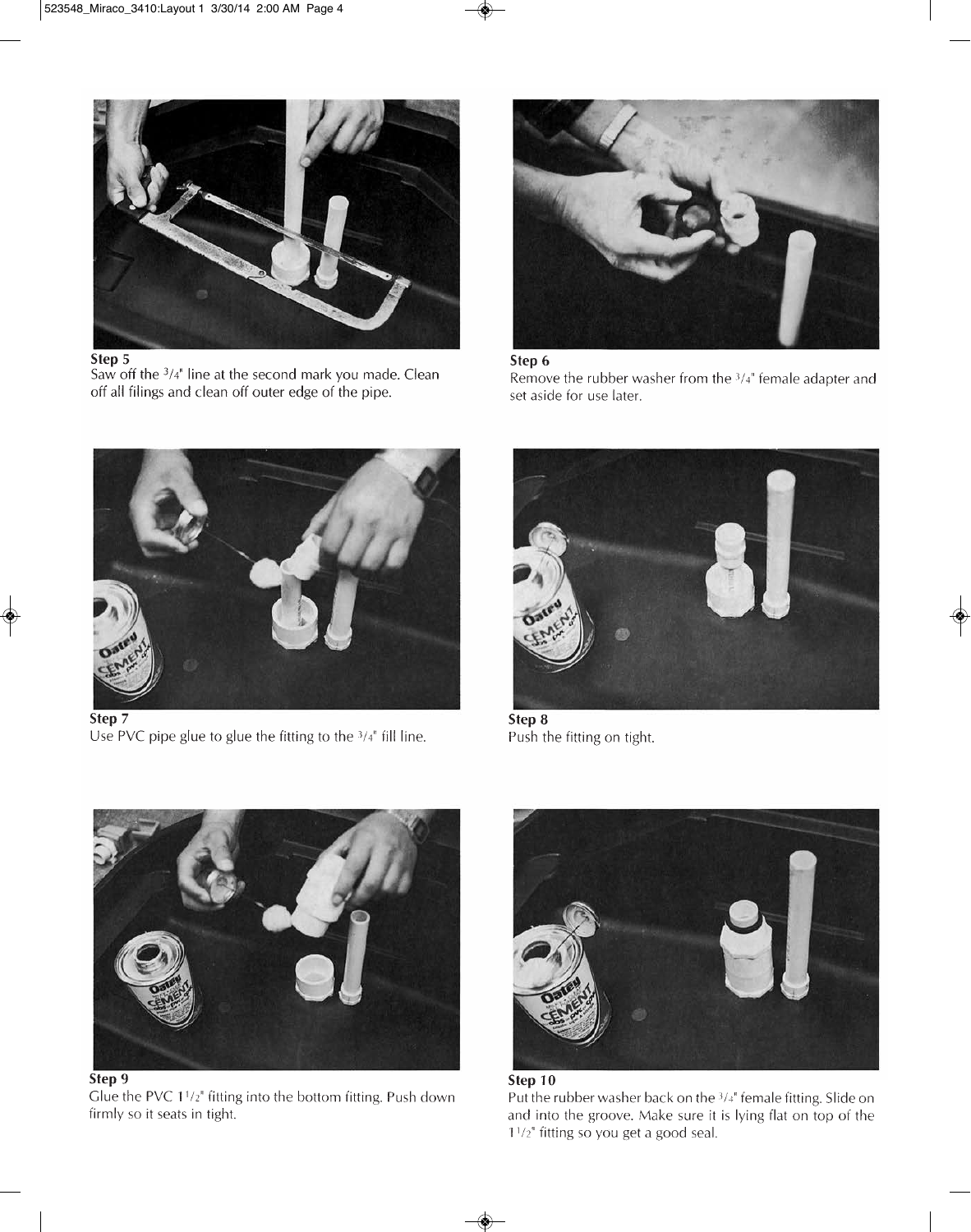**Step 5**
Saw off the 3/4" line at the second mark you made. Clean off all filings and clean off outer edge of the pipe.

**Step 6**
Remove the rubber washer from the 3/4" female adapter and set aside for use later.

**Step 7**
Use PVC pipe glue to glue the fitting to the 3/4" fill line.

**Step 8**
Push the fitting on tight.

**Step 9**
Glue the PVC 1 1/2" fitting into the bottom fitting. Push down firmly so it seats in tight.

**Step 10**
Put the rubber washer back on the 3/4" female fitting. Slide on and into the groove. Make sure it is lying flat on top of the 1 1/2" fitting so you get a good seal.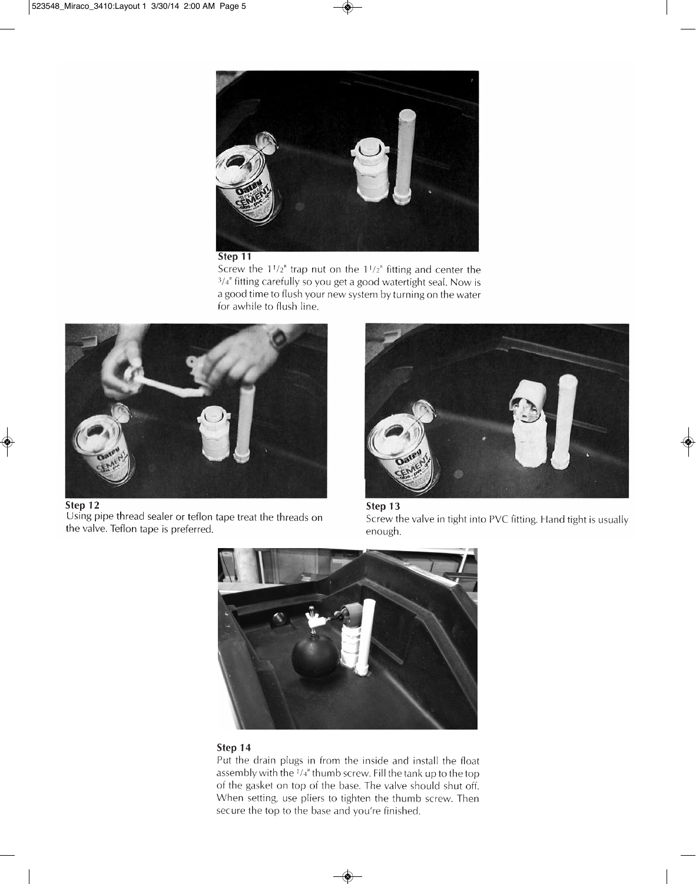### Step 11

Screw the $1^{1}/_{2}$" trap nut on the $1^{1}/_{2}$" fitting and center the $^{3}/_{4}$" fitting carefully so you get a good watertight seal. Now is a good time to flush your new system by turning on the water for awhile to flush line.

### Step 12

Using pipe thread sealer or teflon tape treat the threads on the valve. Teflon tape is preferred.

### Step 13

Screw the valve in tight into PVC fitting. Hand tight is usually enough.

### Step 14

Put the drain plugs in from the inside and install the float assembly with the $^{1}/_{4}$" thumb screw. Fill the tank up to the top of the gasket on top of the base. The valve should shut off. When setting, use pliers to tighten the thumb screw. Then secure the top to the base and you're finished.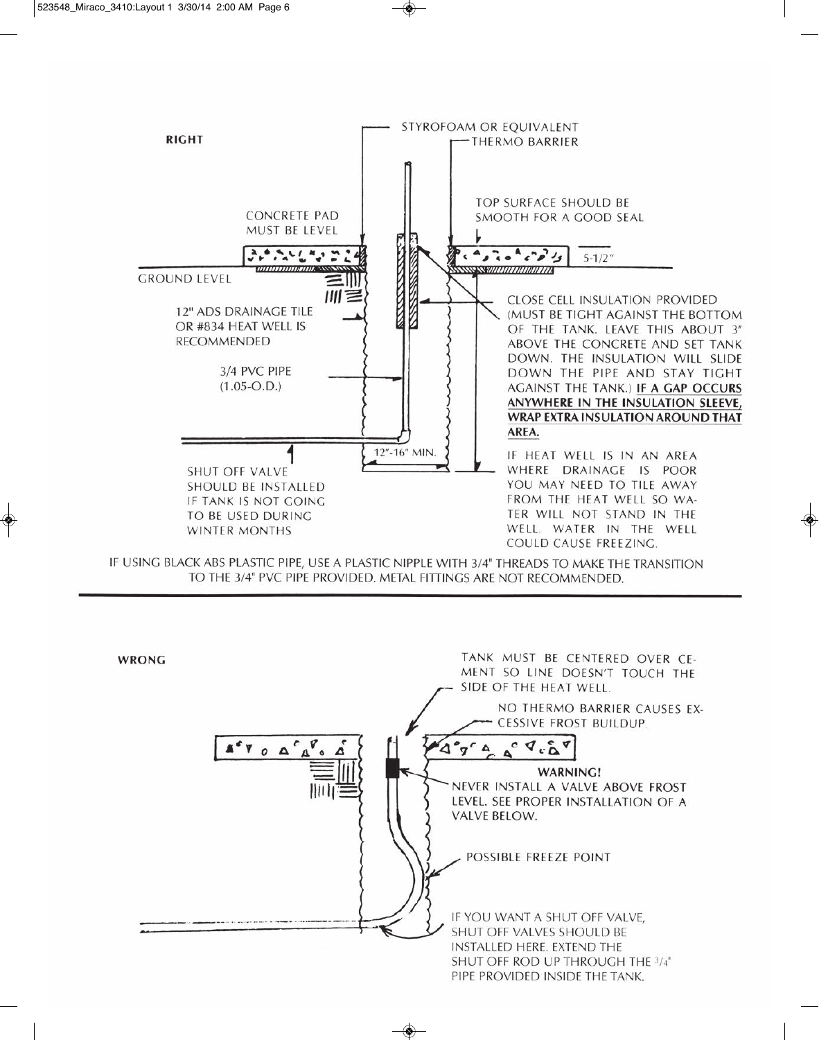## RIGHT

STYROFOAM OR EQUIVALENT THERMO BARRIER

CONCRETE PAD MUST BE LEVEL

TOP SURFACE SHOULD BE SMOOTH FOR A GOOD SEAL

5-1/2"

GROUND LEVEL

12" ADS DRAINAGE TILE OR #834 HEAT WELL IS RECOMMENDED

CLOSE CELL INSULATION PROVIDED (MUST BE TIGHT AGAINST THE BOTTOM OF THE TANK. LEAVE THIS ABOUT 3" ABOVE THE CONCRETE AND SET TANK DOWN. THE INSULATION WILL SLIDE DOWN THE PIPE AND STAY TIGHT AGAINST THE TANK.) **IF A GAP OCCURS ANYWHERE IN THE INSULATION SLEEVE, WRAP EXTRA INSULATION AROUND THAT AREA.**

3/4 PVC PIPE (1.05-O.D.)

12"-16" MIN.

SHUT OFF VALVE SHOULD BE INSTALLED IF TANK IS NOT GOING TO BE USED DURING WINTER MONTHS

IF HEAT WELL IS IN AN AREA WHERE DRAINAGE IS POOR YOU MAY NEED TO TILE AWAY FROM THE HEAT WELL SO WATER WILL NOT STAND IN THE WELL. WATER IN THE WELL COULD CAUSE FREEZING.

IF USING BLACK ABS PLASTIC PIPE, USE A PLASTIC NIPPLE WITH 3/4" THREADS TO MAKE THE TRANSITION TO THE 3/4" PVC PIPE PROVIDED. METAL FITTINGS ARE NOT RECOMMENDED.

---

## WRONG

TANK MUST BE CENTERED OVER CEMENT SO LINE DOESN'T TOUCH THE SIDE OF THE HEAT WELL.

NO THERMO BARRIER CAUSES EXCESSIVE FROST BUILDUP.

**WARNING!**

NEVER INSTALL A VALVE ABOVE FROST LEVEL. SEE PROPER INSTALLATION OF A VALVE BELOW.

POSSIBLE FREEZE POINT

IF YOU WANT A SHUT OFF VALVE, SHUT OFF VALVES SHOULD BE INSTALLED HERE. EXTEND THE SHUT OFF ROD UP THROUGH THE 3/4" PIPE PROVIDED INSIDE THE TANK.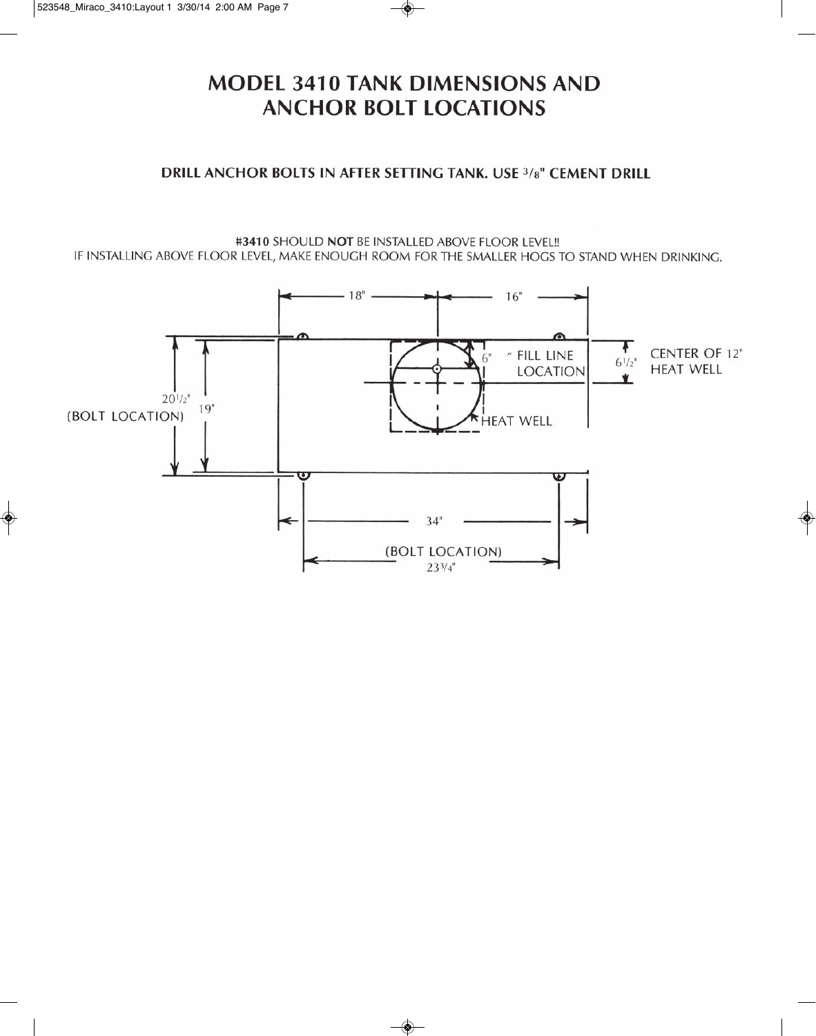# MODEL 3410 TANK DIMENSIONS AND ANCHOR BOLT LOCATIONS

**DRILL ANCHOR BOLTS IN AFTER SETTING TANK. USE 3/8" CEMENT DRILL**

**#3410** SHOULD **NOT** BE INSTALLED ABOVE FLOOR LEVEL!!
IF INSTALLING ABOVE FLOOR LEVEL, MAKE ENOUGH ROOM FOR THE SMALLER HOGS TO STAND WHEN DRINKING.

18"

16"

6" FILL LINE LOCATION

6 1/2"

CENTER OF 12" HEAT WELL

20 1/2" (BOLT LOCATION)

19"

HEAT WELL

34"

(BOLT LOCATION) 23 3/4"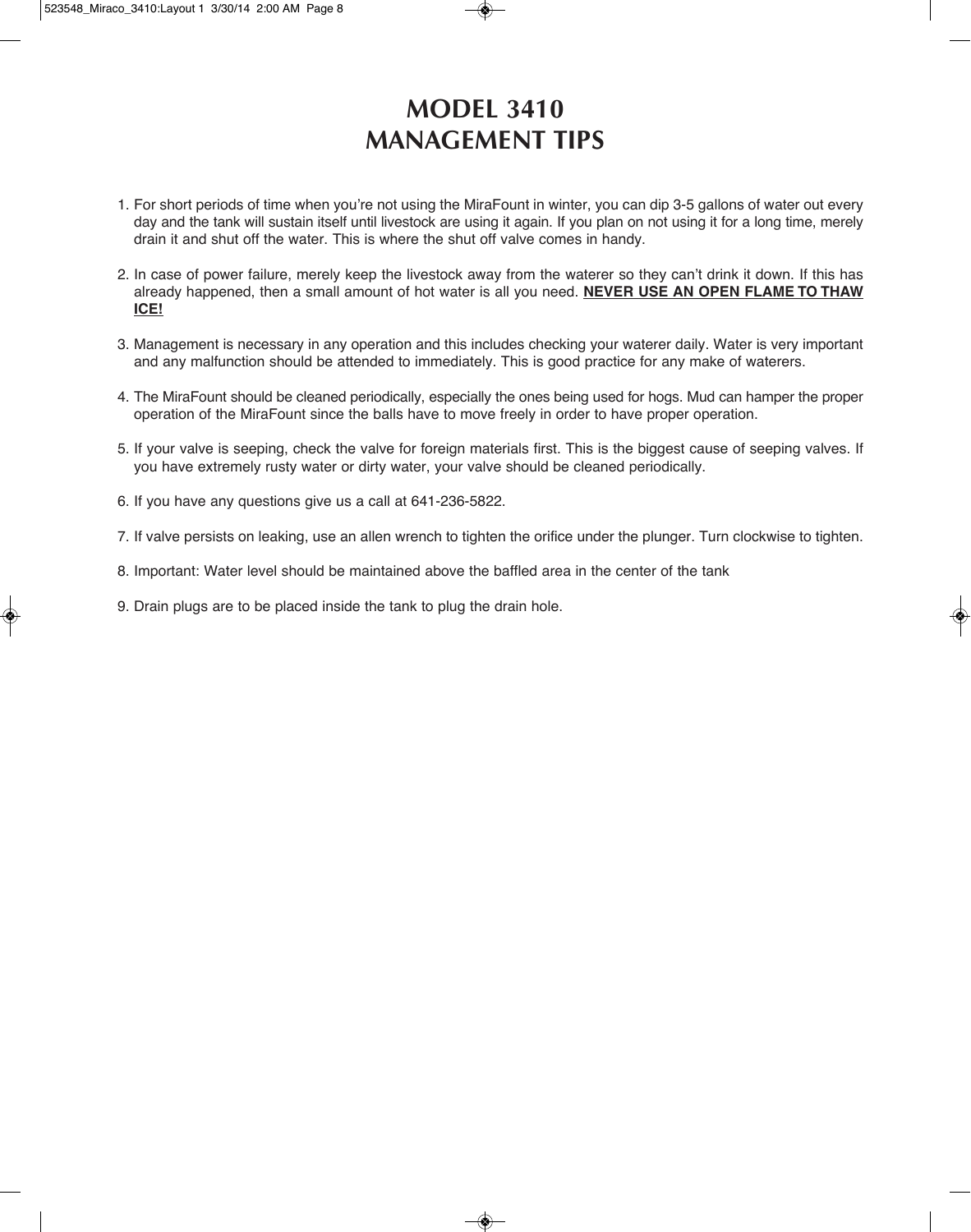# MODEL 3410 MANAGEMENT TIPS

1. For short periods of time when you're not using the MiraFount in winter, you can dip 3-5 gallons of water out every day and the tank will sustain itself until livestock are using it again. If you plan on not using it for a long time, merely drain it and shut off the water. This is where the shut off valve comes in handy.

2. In case of power failure, merely keep the livestock away from the waterer so they can't drink it down. If this has already happened, then a small amount of hot water is all you need. **NEVER USE AN OPEN FLAME TO THAW ICE!**

3. Management is necessary in any operation and this includes checking your waterer daily. Water is very important and any malfunction should be attended to immediately. This is good practice for any make of waterers.

4. The MiraFount should be cleaned periodically, especially the ones being used for hogs. Mud can hamper the proper operation of the MiraFount since the balls have to move freely in order to have proper operation.

5. If your valve is seeping, check the valve for foreign materials first. This is the biggest cause of seeping valves. If you have extremely rusty water or dirty water, your valve should be cleaned periodically.

6. If you have any questions give us a call at 641-236-5822.

7. If valve persists on leaking, use an allen wrench to tighten the orifice under the plunger. Turn clockwise to tighten.

8. Important: Water level should be maintained above the baffled area in the center of the tank

9. Drain plugs are to be placed inside the tank to plug the drain hole.